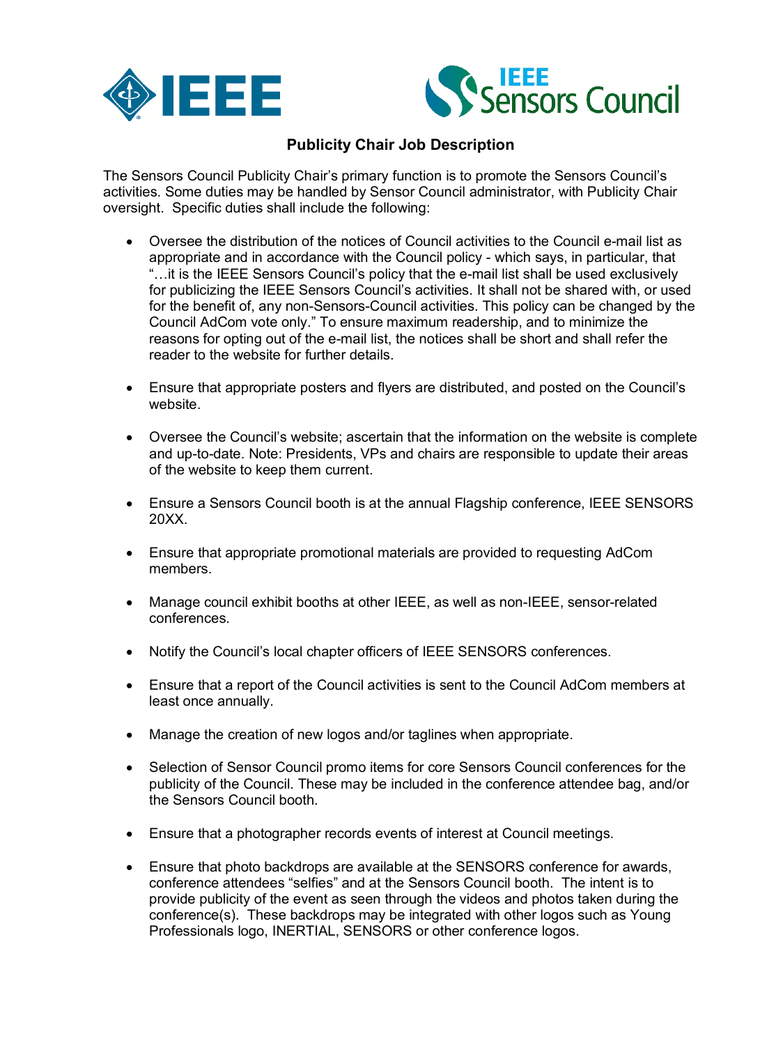# Publicity Chair Job Description

The Sensors Council Publicity Chair's primary function is to promote the Sensors Council's activities. Some duties may be handled by Sensor Council administrator, with Publicity Chair oversight. Specific duties shall include the following:

- Oversee the distribution of the notices of Council activities to the Council e-mail list as appropriate and in accordance with the Council policy - which says, in particular, that "…it is the IEEE Sensors Council's policy that the e-mail list shall be used exclusively for publicizing the IEEE Sensors Council's activities. It shall not be shared with, or used for the benefit of, any non-Sensors-Council activities. This policy can be changed by the Council AdCom vote only." To ensure maximum readership, and to minimize the reasons for opting out of the e-mail list, the notices shall be short and shall refer the reader to the website for further details.

- Ensure that appropriate posters and flyers are distributed, and posted on the Council's website.

- Oversee the Council's website; ascertain that the information on the website is complete and up-to-date. Note: Presidents, VPs and chairs are responsible to update their areas of the website to keep them current.

- Ensure a Sensors Council booth is at the annual Flagship conference, IEEE SENSORS 20XX.

- Ensure that appropriate promotional materials are provided to requesting AdCom members.

- Manage council exhibit booths at other IEEE, as well as non-IEEE, sensor-related conferences.

- Notify the Council's local chapter officers of IEEE SENSORS conferences.

- Ensure that a report of the Council activities is sent to the Council AdCom members at least once annually.

- Manage the creation of new logos and/or taglines when appropriate.

- Selection of Sensor Council promo items for core Sensors Council conferences for the publicity of the Council. These may be included in the conference attendee bag, and/or the Sensors Council booth.

- Ensure that a photographer records events of interest at Council meetings.

- Ensure that photo backdrops are available at the SENSORS conference for awards, conference attendees "selfies" and at the Sensors Council booth. The intent is to provide publicity of the event as seen through the videos and photos taken during the conference(s). These backdrops may be integrated with other logos such as Young Professionals logo, INERTIAL, SENSORS or other conference logos.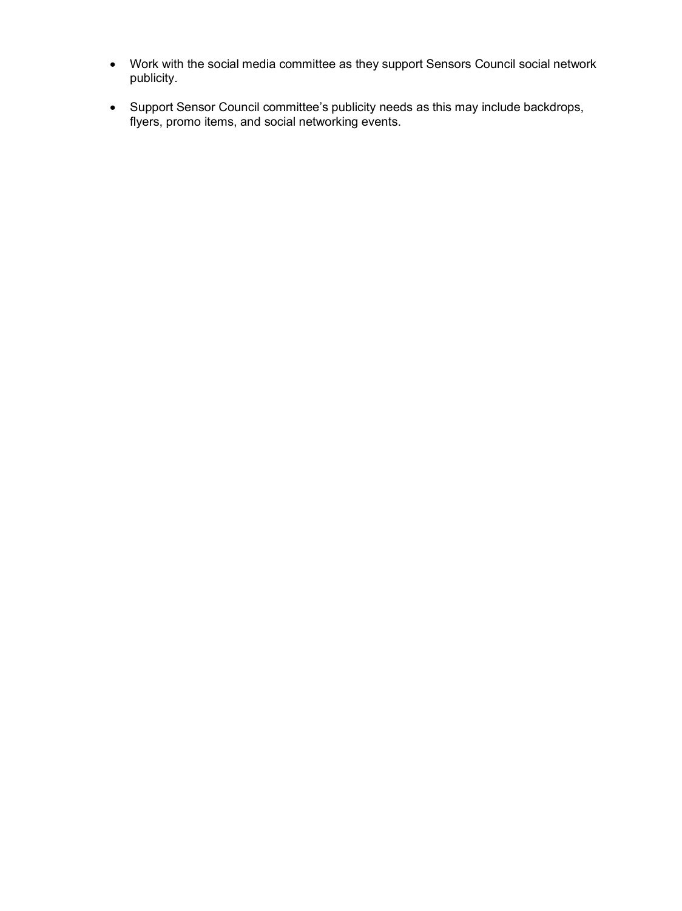- Work with the social media committee as they support Sensors Council social network publicity.
- Support Sensor Council committee's publicity needs as this may include backdrops, flyers, promo items, and social networking events.